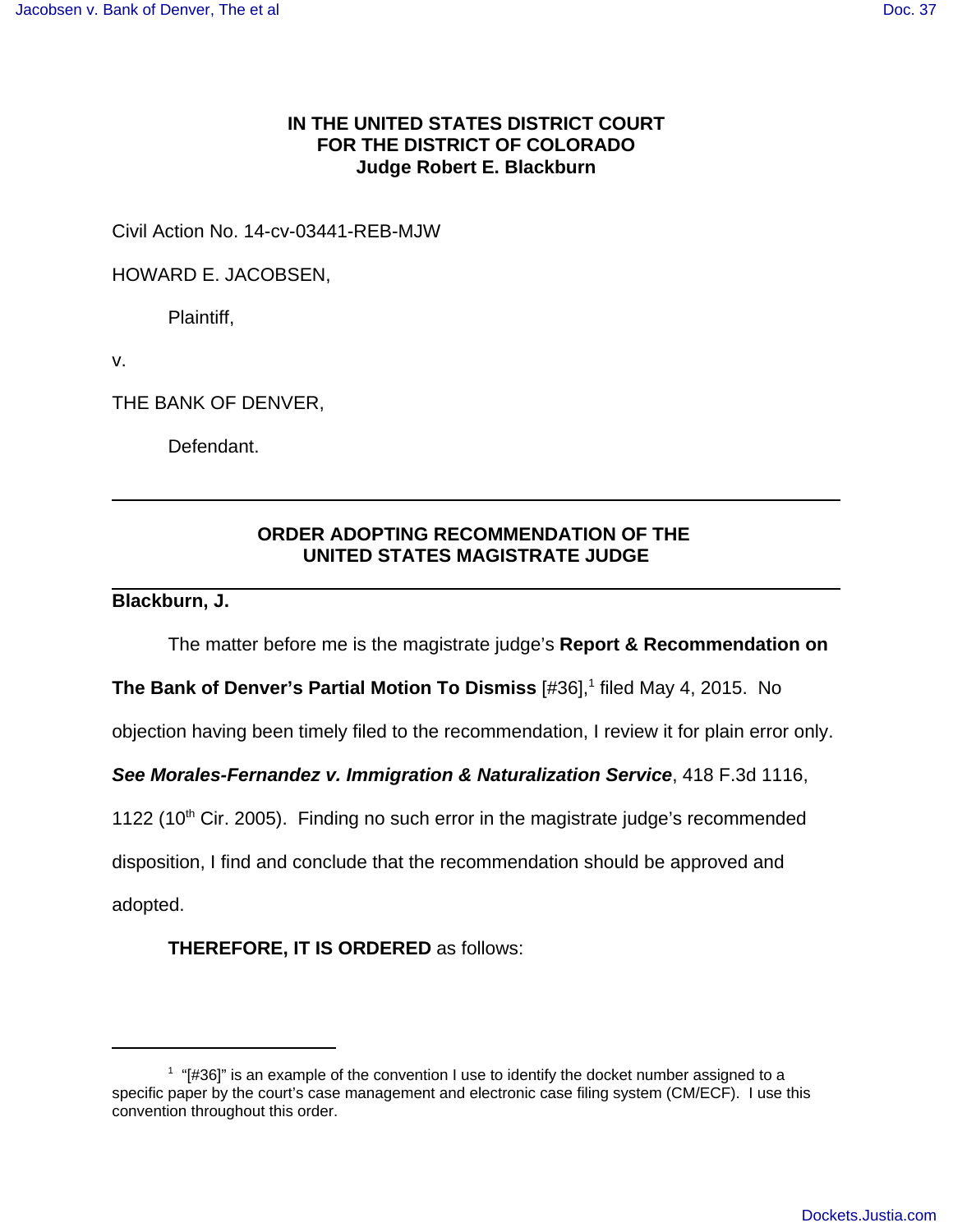**IN THE UNITED STATES DISTRICT COURT**
**FOR THE DISTRICT OF COLORADO**
**Judge Robert E. Blackburn**

Civil Action No. 14-cv-03441-REB-MJW

HOWARD E. JACOBSEN,

Plaintiff,

v.

THE BANK OF DENVER,

Defendant.

---

## ORDER ADOPTING RECOMMENDATION OF THE UNITED STATES MAGISTRATE JUDGE

---

**Blackburn, J.**

The matter before me is the magistrate judge's **Report & Recommendation on The Bank of Denver's Partial Motion To Dismiss** [#36],[1] filed May 4, 2015. No objection having been timely filed to the recommendation, I review it for plain error only. ***See Morales-Fernandez v. Immigration & Naturalization Service***, 418 F.3d 1116, 1122 (10th Cir. 2005). Finding no such error in the magistrate judge's recommended disposition, I find and conclude that the recommendation should be approved and adopted.

**THEREFORE, IT IS ORDERED** as follows:

---

[1] "[#36]" is an example of the convention I use to identify the docket number assigned to a specific paper by the court's case management and electronic case filing system (CM/ECF). I use this convention throughout this order.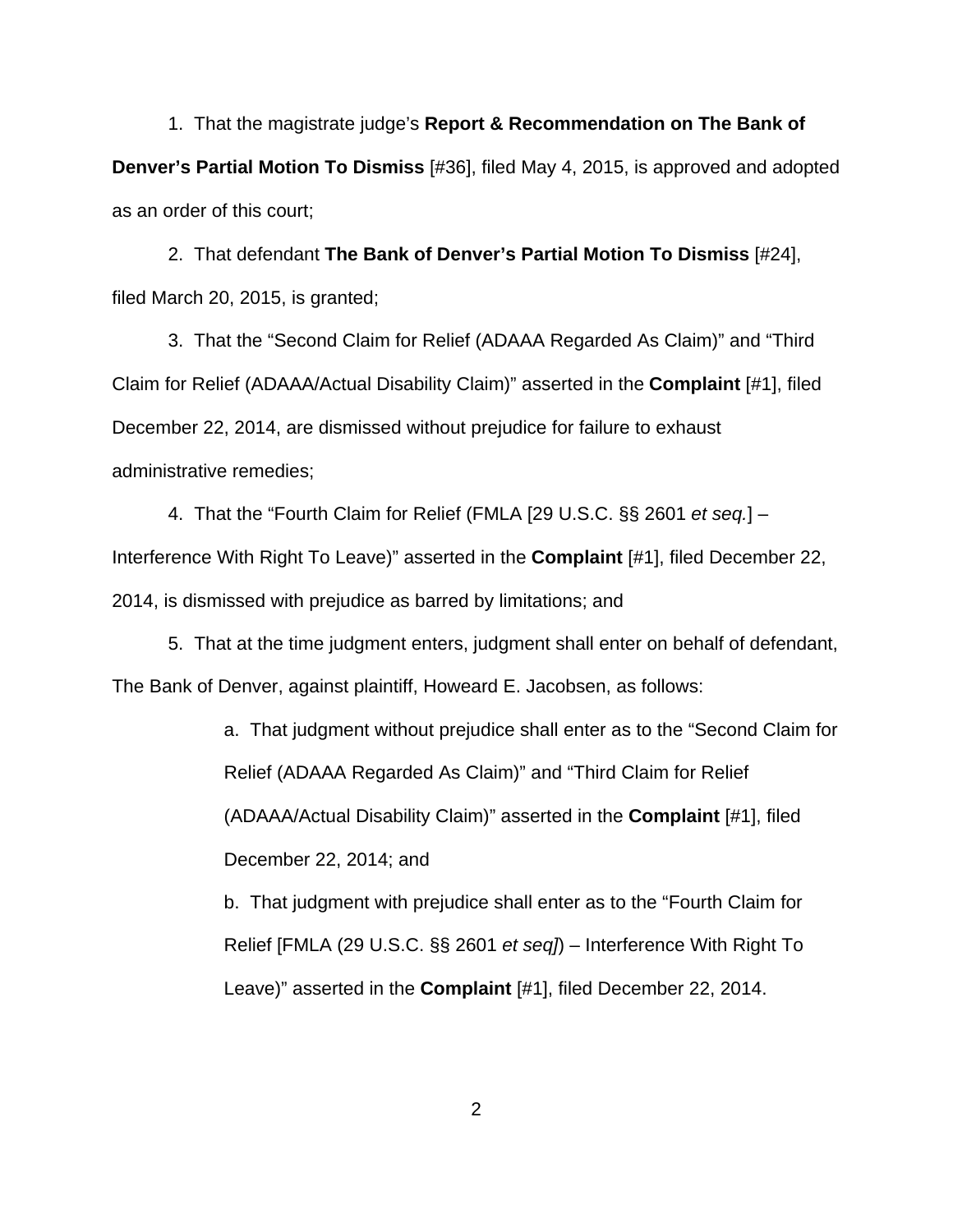1. That the magistrate judge's **Report & Recommendation on The Bank of Denver's Partial Motion To Dismiss** [#36], filed May 4, 2015, is approved and adopted as an order of this court;

2. That defendant **The Bank of Denver's Partial Motion To Dismiss** [#24], filed March 20, 2015, is granted;

3. That the "Second Claim for Relief (ADAAA Regarded As Claim)" and "Third Claim for Relief (ADAAA/Actual Disability Claim)" asserted in the **Complaint** [#1], filed December 22, 2014, are dismissed without prejudice for failure to exhaust administrative remedies;

4. That the "Fourth Claim for Relief (FMLA [29 U.S.C. §§ 2601 *et seq.*] – Interference With Right To Leave)" asserted in the **Complaint** [#1], filed December 22, 2014, is dismissed with prejudice as barred by limitations; and

5. That at the time judgment enters, judgment shall enter on behalf of defendant, The Bank of Denver, against plaintiff, Howeard E. Jacobsen, as follows:

   a. That judgment without prejudice shall enter as to the "Second Claim for Relief (ADAAA Regarded As Claim)" and "Third Claim for Relief (ADAAA/Actual Disability Claim)" asserted in the **Complaint** [#1], filed December 22, 2014; and

   b. That judgment with prejudice shall enter as to the "Fourth Claim for Relief [FMLA (29 U.S.C. §§ 2601 *et seq]*) – Interference With Right To Leave)" asserted in the **Complaint** [#1], filed December 22, 2014.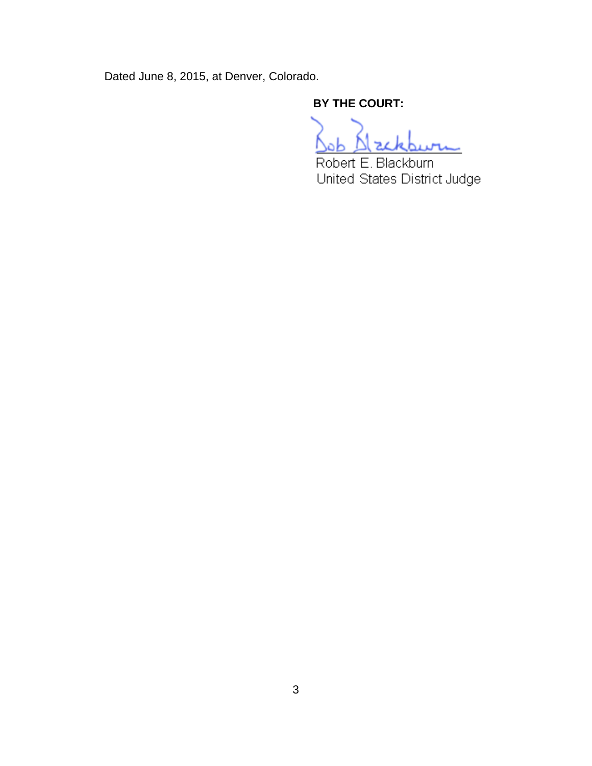Dated June 8, 2015, at Denver, Colorado.

**BY THE COURT:**

Robert E. Blackburn
United States District Judge